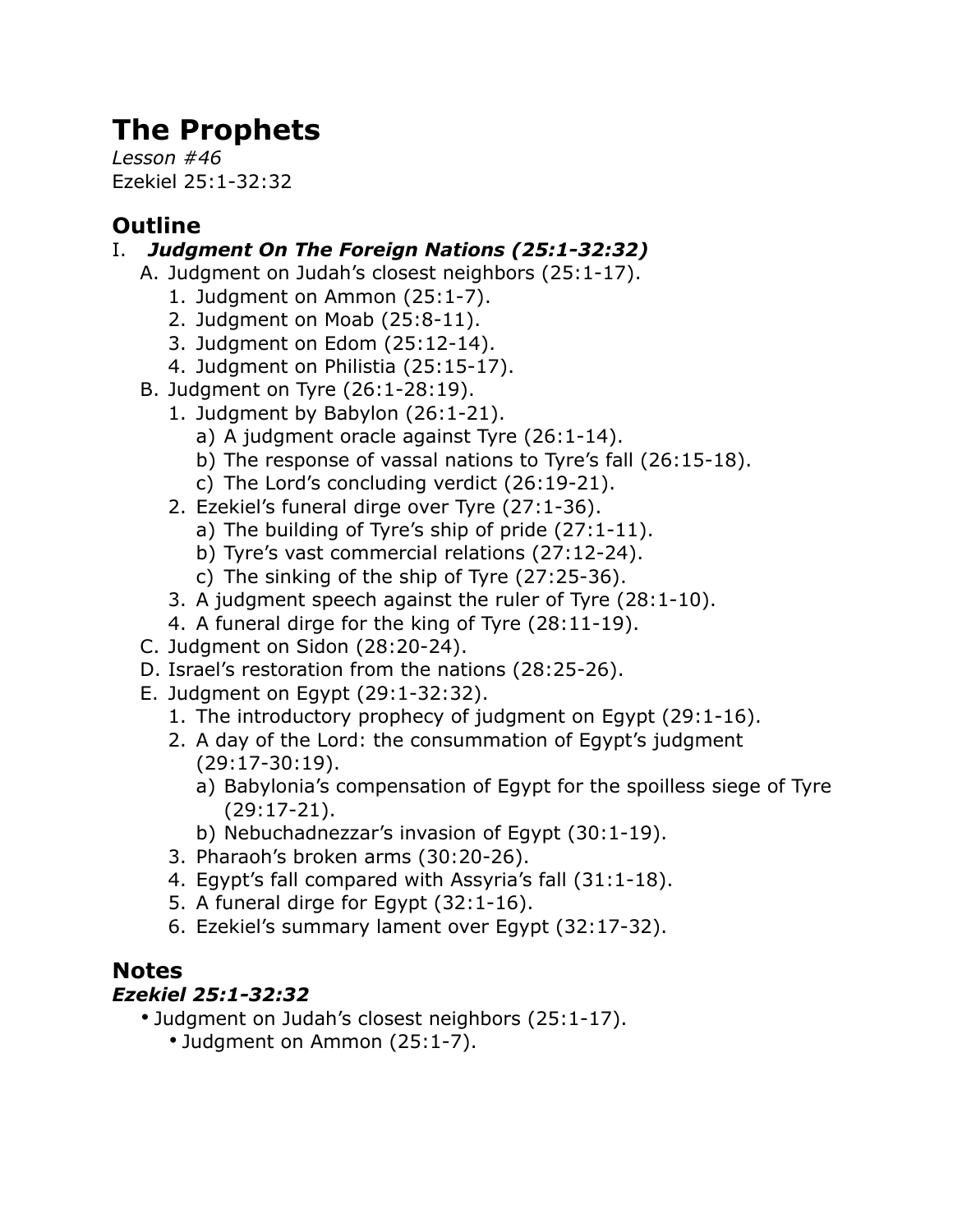# The Prophets

*Lesson #46*
Ezekiel 25:1-32:32

## Outline

I. ***Judgment On The Foreign Nations (25:1-32:32)***
   - A. Judgment on Judah's closest neighbors (25:1-17).
     1. Judgment on Ammon (25:1-7).
     2. Judgment on Moab (25:8-11).
     3. Judgment on Edom (25:12-14).
     4. Judgment on Philistia (25:15-17).
   - B. Judgment on Tyre (26:1-28:19).
     1. Judgment by Babylon (26:1-21).
        - a) A judgment oracle against Tyre (26:1-14).
        - b) The response of vassal nations to Tyre's fall (26:15-18).
        - c) The Lord's concluding verdict (26:19-21).
     2. Ezekiel's funeral dirge over Tyre (27:1-36).
        - a) The building of Tyre's ship of pride (27:1-11).
        - b) Tyre's vast commercial relations (27:12-24).
        - c) The sinking of the ship of Tyre (27:25-36).
     3. A judgment speech against the ruler of Tyre (28:1-10).
     4. A funeral dirge for the king of Tyre (28:11-19).
   - C. Judgment on Sidon (28:20-24).
   - D. Israel's restoration from the nations (28:25-26).
   - E. Judgment on Egypt (29:1-32:32).
     1. The introductory prophecy of judgment on Egypt (29:1-16).
     2. A day of the Lord: the consummation of Egypt's judgment (29:17-30:19).
        - a) Babylonia's compensation of Egypt for the spoilless siege of Tyre (29:17-21).
        - b) Nebuchadnezzar's invasion of Egypt (30:1-19).
     3. Pharaoh's broken arms (30:20-26).
     4. Egypt's fall compared with Assyria's fall (31:1-18).
     5. A funeral dirge for Egypt (32:1-16).
     6. Ezekiel's summary lament over Egypt (32:17-32).

## Notes

### *Ezekiel 25:1-32:32*

- Judgment on Judah's closest neighbors (25:1-17).
  - Judgment on Ammon (25:1-7).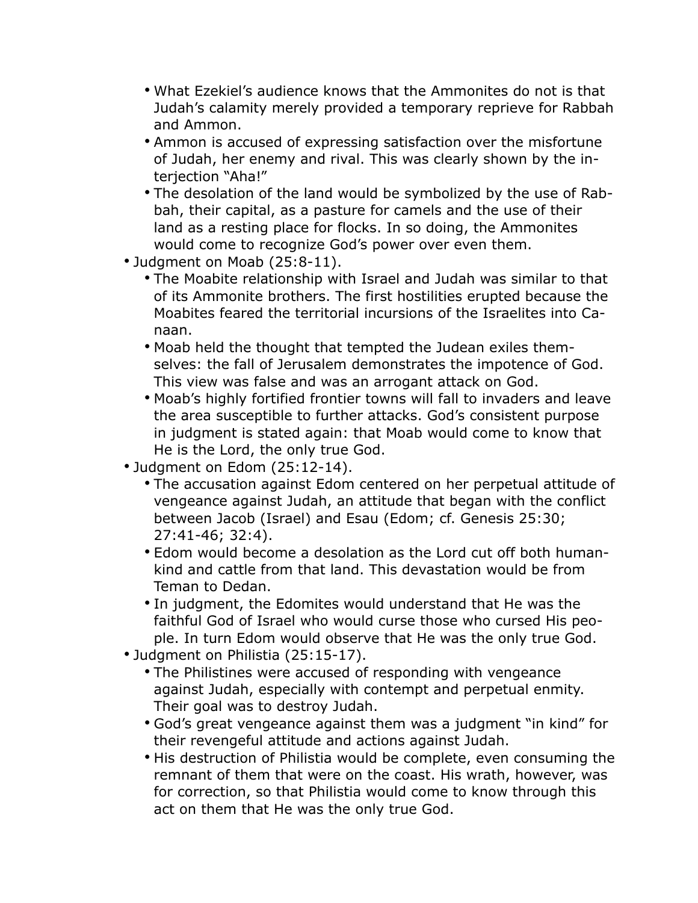- What Ezekiel's audience knows that the Ammonites do not is that Judah's calamity merely provided a temporary reprieve for Rabbah and Ammon.
  - Ammon is accused of expressing satisfaction over the misfortune of Judah, her enemy and rival. This was clearly shown by the interjection "Aha!"
  - The desolation of the land would be symbolized by the use of Rabbah, their capital, as a pasture for camels and the use of their land as a resting place for flocks. In so doing, the Ammonites would come to recognize God's power over even them.
- Judgment on Moab (25:8-11).
  - The Moabite relationship with Israel and Judah was similar to that of its Ammonite brothers. The first hostilities erupted because the Moabites feared the territorial incursions of the Israelites into Canaan.
  - Moab held the thought that tempted the Judean exiles themselves: the fall of Jerusalem demonstrates the impotence of God. This view was false and was an arrogant attack on God.
  - Moab's highly fortified frontier towns will fall to invaders and leave the area susceptible to further attacks. God's consistent purpose in judgment is stated again: that Moab would come to know that He is the Lord, the only true God.
- Judgment on Edom (25:12-14).
  - The accusation against Edom centered on her perpetual attitude of vengeance against Judah, an attitude that began with the conflict between Jacob (Israel) and Esau (Edom; cf. Genesis 25:30; 27:41-46; 32:4).
  - Edom would become a desolation as the Lord cut off both humankind and cattle from that land. This devastation would be from Teman to Dedan.
  - In judgment, the Edomites would understand that He was the faithful God of Israel who would curse those who cursed His people. In turn Edom would observe that He was the only true God.
- Judgment on Philistia (25:15-17).
  - The Philistines were accused of responding with vengeance against Judah, especially with contempt and perpetual enmity. Their goal was to destroy Judah.
  - God's great vengeance against them was a judgment "in kind" for their revengeful attitude and actions against Judah.
  - His destruction of Philistia would be complete, even consuming the remnant of them that were on the coast. His wrath, however, was for correction, so that Philistia would come to know through this act on them that He was the only true God.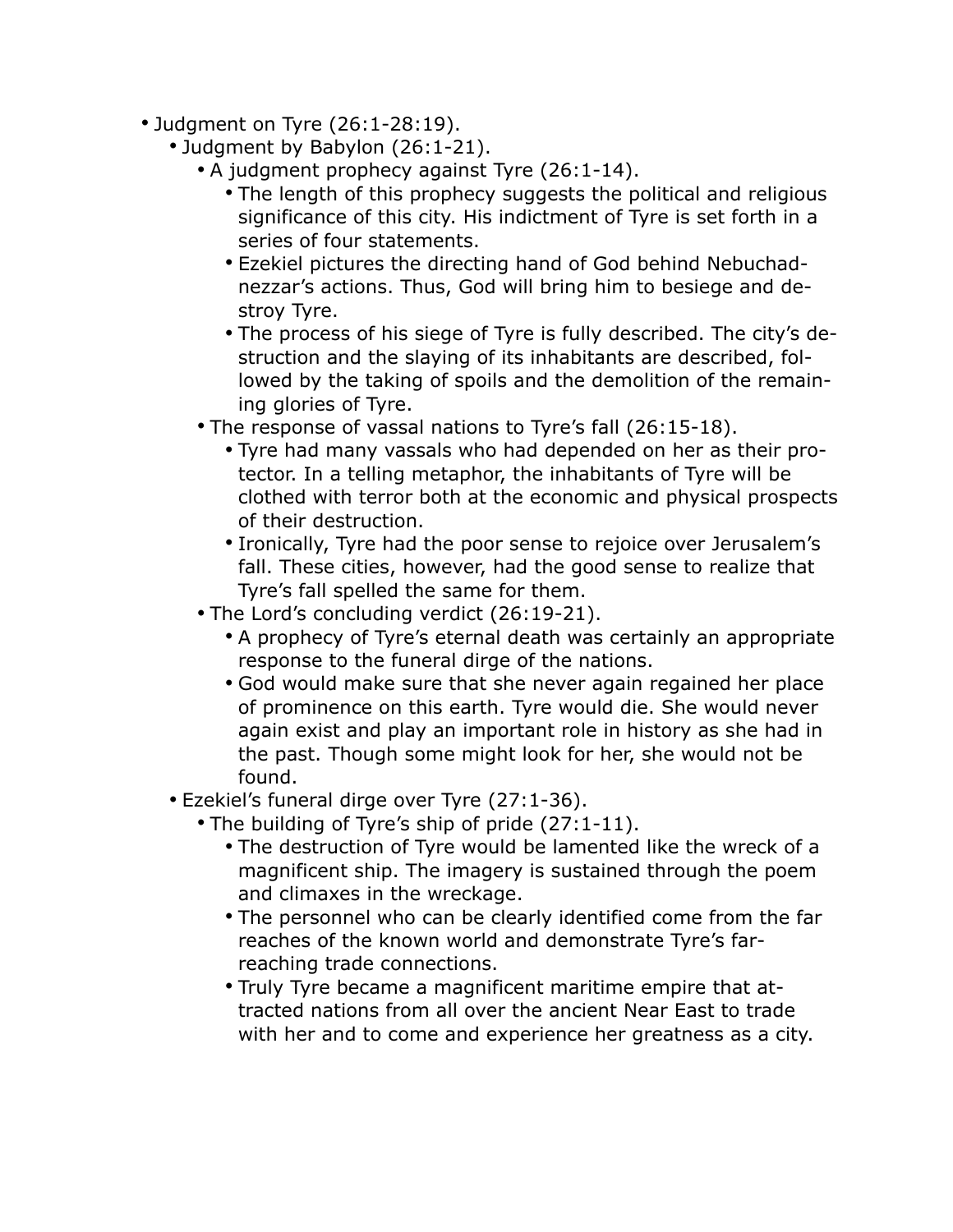- Judgment on Tyre (26:1-28:19).
  - Judgment by Babylon (26:1-21).
    - A judgment prophecy against Tyre (26:1-14).
      - The length of this prophecy suggests the political and religious significance of this city. His indictment of Tyre is set forth in a series of four statements.
      - Ezekiel pictures the directing hand of God behind Nebuchadnezzar's actions. Thus, God will bring him to besiege and destroy Tyre.
      - The process of his siege of Tyre is fully described. The city's destruction and the slaying of its inhabitants are described, followed by the taking of spoils and the demolition of the remaining glories of Tyre.
    - The response of vassal nations to Tyre's fall (26:15-18).
      - Tyre had many vassals who had depended on her as their protector. In a telling metaphor, the inhabitants of Tyre will be clothed with terror both at the economic and physical prospects of their destruction.
      - Ironically, Tyre had the poor sense to rejoice over Jerusalem's fall. These cities, however, had the good sense to realize that Tyre's fall spelled the same for them.
    - The Lord's concluding verdict (26:19-21).
      - A prophecy of Tyre's eternal death was certainly an appropriate response to the funeral dirge of the nations.
      - God would make sure that she never again regained her place of prominence on this earth. Tyre would die. She would never again exist and play an important role in history as she had in the past. Though some might look for her, she would not be found.
  - Ezekiel's funeral dirge over Tyre (27:1-36).
    - The building of Tyre's ship of pride (27:1-11).
      - The destruction of Tyre would be lamented like the wreck of a magnificent ship. The imagery is sustained through the poem and climaxes in the wreckage.
      - The personnel who can be clearly identified come from the far reaches of the known world and demonstrate Tyre's far-reaching trade connections.
      - Truly Tyre became a magnificent maritime empire that attracted nations from all over the ancient Near East to trade with her and to come and experience her greatness as a city.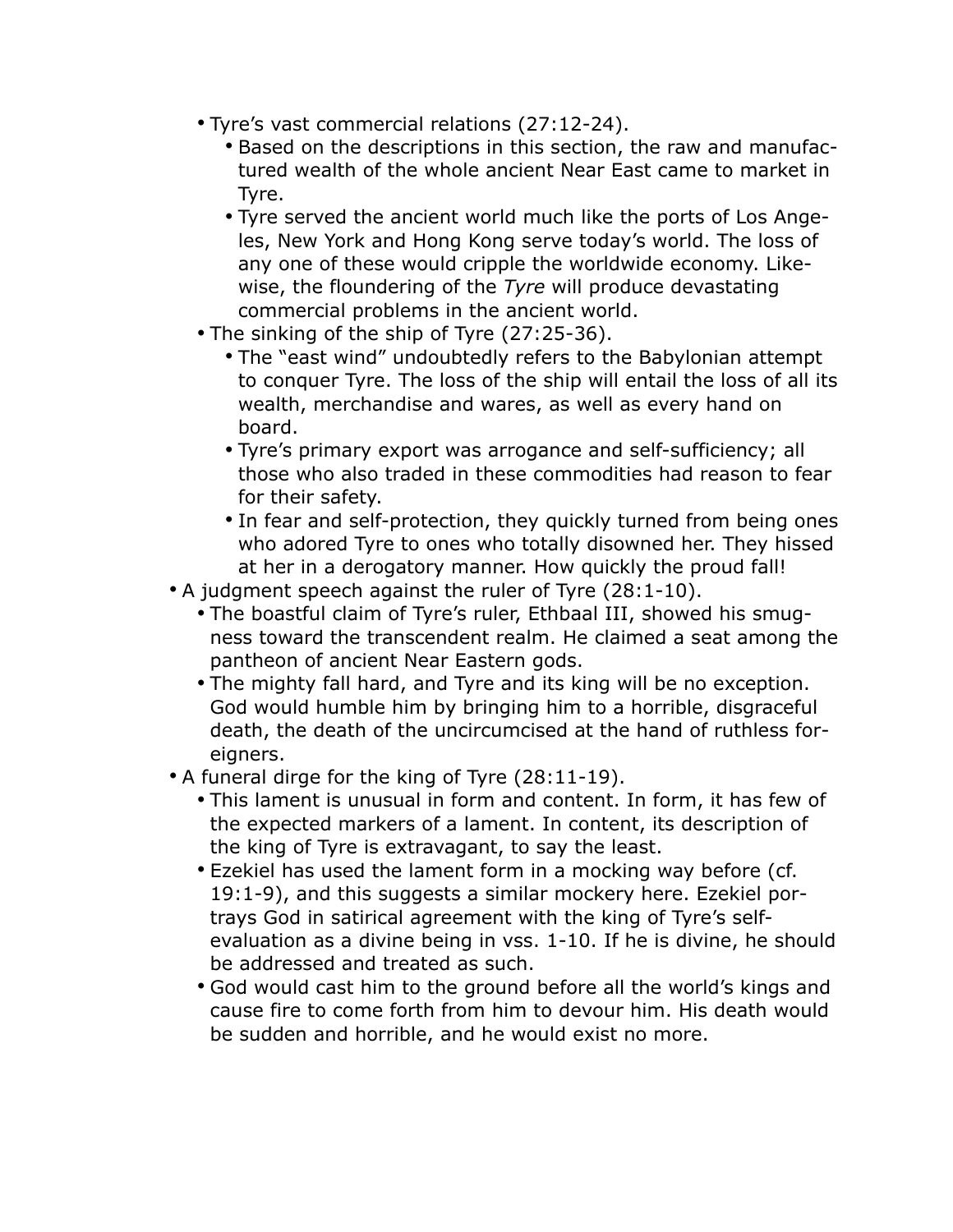- Tyre's vast commercial relations (27:12-24).
  - Based on the descriptions in this section, the raw and manufactured wealth of the whole ancient Near East came to market in Tyre.
  - Tyre served the ancient world much like the ports of Los Angeles, New York and Hong Kong serve today's world. The loss of any one of these would cripple the worldwide economy. Likewise, the floundering of the *Tyre* will produce devastating commercial problems in the ancient world.
- The sinking of the ship of Tyre (27:25-36).
  - The "east wind" undoubtedly refers to the Babylonian attempt to conquer Tyre. The loss of the ship will entail the loss of all its wealth, merchandise and wares, as well as every hand on board.
  - Tyre's primary export was arrogance and self-sufficiency; all those who also traded in these commodities had reason to fear for their safety.
  - In fear and self-protection, they quickly turned from being ones who adored Tyre to ones who totally disowned her. They hissed at her in a derogatory manner. How quickly the proud fall!

- A judgment speech against the ruler of Tyre (28:1-10).
  - The boastful claim of Tyre's ruler, Ethbaal III, showed his smugness toward the transcendent realm. He claimed a seat among the pantheon of ancient Near Eastern gods.
  - The mighty fall hard, and Tyre and its king will be no exception. God would humble him by bringing him to a horrible, disgraceful death, the death of the uncircumcised at the hand of ruthless foreigners.
- A funeral dirge for the king of Tyre (28:11-19).
  - This lament is unusual in form and content. In form, it has few of the expected markers of a lament. In content, its description of the king of Tyre is extravagant, to say the least.
  - Ezekiel has used the lament form in a mocking way before (cf. 19:1-9), and this suggests a similar mockery here. Ezekiel portrays God in satirical agreement with the king of Tyre's self-evaluation as a divine being in vss. 1-10. If he is divine, he should be addressed and treated as such.
  - God would cast him to the ground before all the world's kings and cause fire to come forth from him to devour him. His death would be sudden and horrible, and he would exist no more.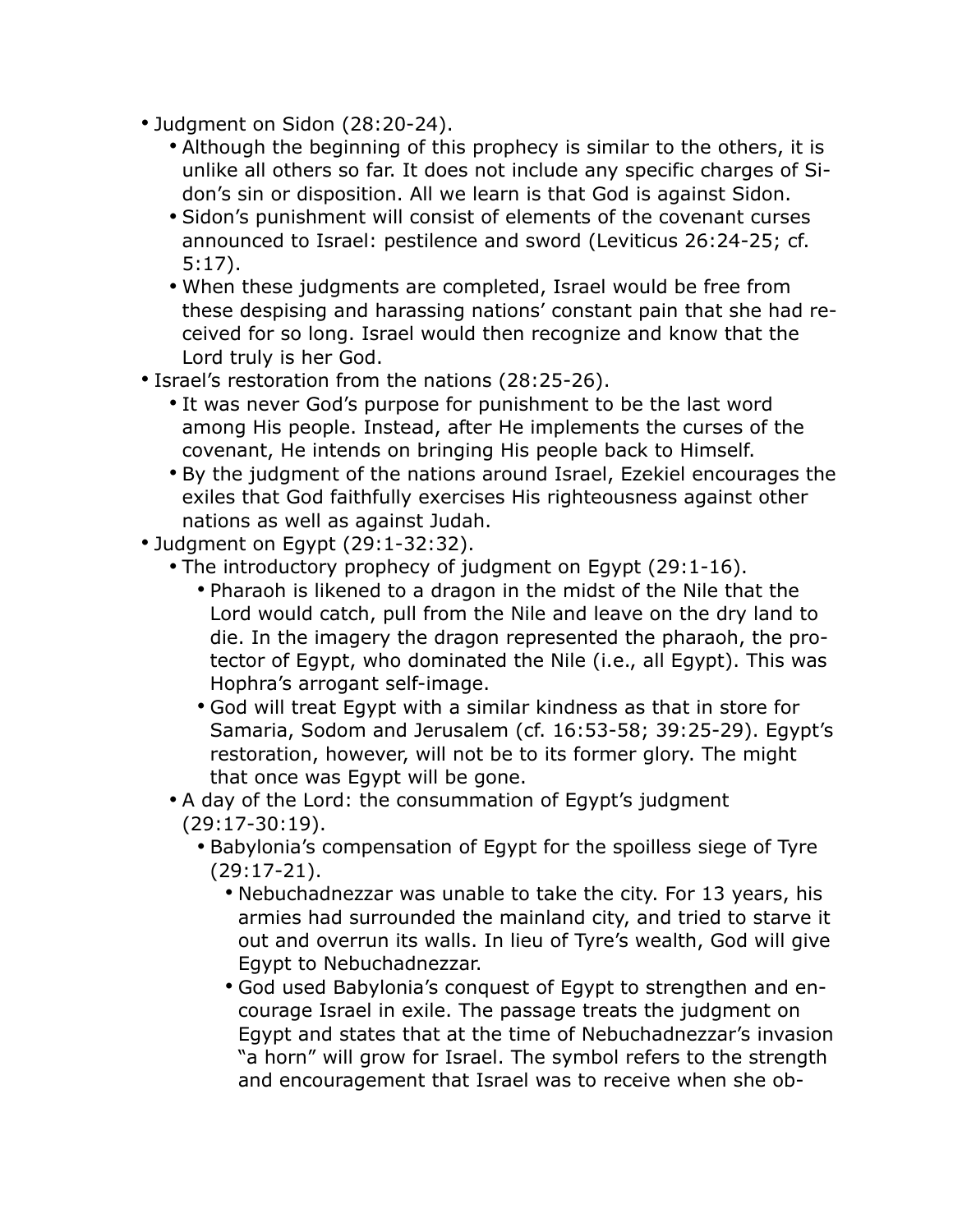- Judgment on Sidon (28:20-24).
  - Although the beginning of this prophecy is similar to the others, it is unlike all others so far. It does not include any specific charges of Sidon's sin or disposition. All we learn is that God is against Sidon.
  - Sidon's punishment will consist of elements of the covenant curses announced to Israel: pestilence and sword (Leviticus 26:24-25; cf. 5:17).
  - When these judgments are completed, Israel would be free from these despising and harassing nations' constant pain that she had received for so long. Israel would then recognize and know that the Lord truly is her God.
- Israel's restoration from the nations (28:25-26).
  - It was never God's purpose for punishment to be the last word among His people. Instead, after He implements the curses of the covenant, He intends on bringing His people back to Himself.
  - By the judgment of the nations around Israel, Ezekiel encourages the exiles that God faithfully exercises His righteousness against other nations as well as against Judah.
- Judgment on Egypt (29:1-32:32).
  - The introductory prophecy of judgment on Egypt (29:1-16).
    - Pharaoh is likened to a dragon in the midst of the Nile that the Lord would catch, pull from the Nile and leave on the dry land to die. In the imagery the dragon represented the pharaoh, the protector of Egypt, who dominated the Nile (i.e., all Egypt). This was Hophra's arrogant self-image.
    - God will treat Egypt with a similar kindness as that in store for Samaria, Sodom and Jerusalem (cf. 16:53-58; 39:25-29). Egypt's restoration, however, will not be to its former glory. The might that once was Egypt will be gone.
  - A day of the Lord: the consummation of Egypt's judgment (29:17-30:19).
    - Babylonia's compensation of Egypt for the spoilless siege of Tyre (29:17-21).
      - Nebuchadnezzar was unable to take the city. For 13 years, his armies had surrounded the mainland city, and tried to starve it out and overrun its walls. In lieu of Tyre's wealth, God will give Egypt to Nebuchadnezzar.
      - God used Babylonia's conquest of Egypt to strengthen and encourage Israel in exile. The passage treats the judgment on Egypt and states that at the time of Nebuchadnezzar's invasion "a horn" will grow for Israel. The symbol refers to the strength and encouragement that Israel was to receive when she ob-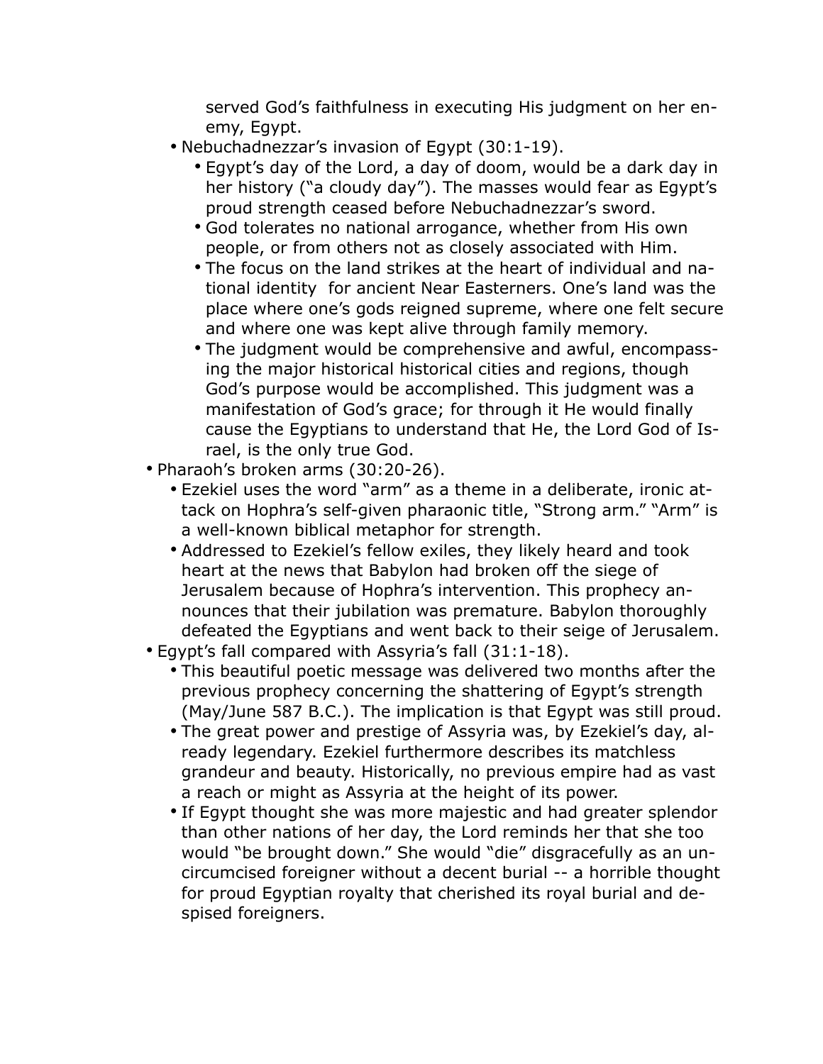served God's faithfulness in executing His judgment on her enemy, Egypt.

- Nebuchadnezzar's invasion of Egypt (30:1-19).
    - Egypt's day of the Lord, a day of doom, would be a dark day in her history ("a cloudy day"). The masses would fear as Egypt's proud strength ceased before Nebuchadnezzar's sword.
    - God tolerates no national arrogance, whether from His own people, or from others not as closely associated with Him.
    - The focus on the land strikes at the heart of individual and national identity for ancient Near Easterners. One's land was the place where one's gods reigned supreme, where one felt secure and where one was kept alive through family memory.
    - The judgment would be comprehensive and awful, encompassing the major historical historical cities and regions, though God's purpose would be accomplished. This judgment was a manifestation of God's grace; for through it He would finally cause the Egyptians to understand that He, the Lord God of Israel, is the only true God.

- Pharaoh's broken arms (30:20-26).
    - Ezekiel uses the word "arm" as a theme in a deliberate, ironic attack on Hophra's self-given pharaonic title, "Strong arm." "Arm" is a well-known biblical metaphor for strength.
    - Addressed to Ezekiel's fellow exiles, they likely heard and took heart at the news that Babylon had broken off the siege of Jerusalem because of Hophra's intervention. This prophecy announces that their jubilation was premature. Babylon thoroughly defeated the Egyptians and went back to their seige of Jerusalem.
- Egypt's fall compared with Assyria's fall (31:1-18).
    - This beautiful poetic message was delivered two months after the previous prophecy concerning the shattering of Egypt's strength (May/June 587 B.C.). The implication is that Egypt was still proud.
    - The great power and prestige of Assyria was, by Ezekiel's day, already legendary. Ezekiel furthermore describes its matchless grandeur and beauty. Historically, no previous empire had as vast a reach or might as Assyria at the height of its power.
    - If Egypt thought she was more majestic and had greater splendor than other nations of her day, the Lord reminds her that she too would "be brought down." She would "die" disgracefully as an uncircumcised foreigner without a decent burial -- a horrible thought for proud Egyptian royalty that cherished its royal burial and despised foreigners.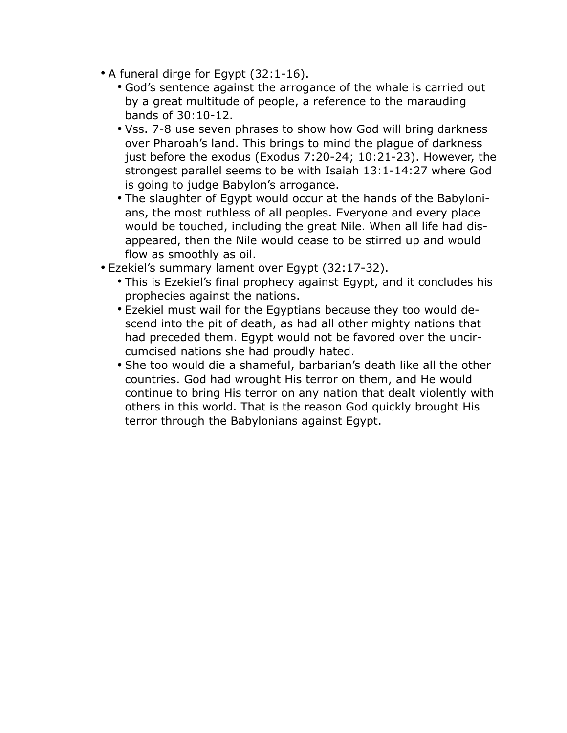- A funeral dirge for Egypt (32:1-16).
  - God's sentence against the arrogance of the whale is carried out by a great multitude of people, a reference to the marauding bands of 30:10-12.
  - Vss. 7-8 use seven phrases to show how God will bring darkness over Pharoah's land. This brings to mind the plague of darkness just before the exodus (Exodus 7:20-24; 10:21-23). However, the strongest parallel seems to be with Isaiah 13:1-14:27 where God is going to judge Babylon's arrogance.
  - The slaughter of Egypt would occur at the hands of the Babylonians, the most ruthless of all peoples. Everyone and every place would be touched, including the great Nile. When all life had disappeared, then the Nile would cease to be stirred up and would flow as smoothly as oil.
- Ezekiel's summary lament over Egypt (32:17-32).
  - This is Ezekiel's final prophecy against Egypt, and it concludes his prophecies against the nations.
  - Ezekiel must wail for the Egyptians because they too would descend into the pit of death, as had all other mighty nations that had preceded them. Egypt would not be favored over the uncircumcised nations she had proudly hated.
  - She too would die a shameful, barbarian's death like all the other countries. God had wrought His terror on them, and He would continue to bring His terror on any nation that dealt violently with others in this world. That is the reason God quickly brought His terror through the Babylonians against Egypt.